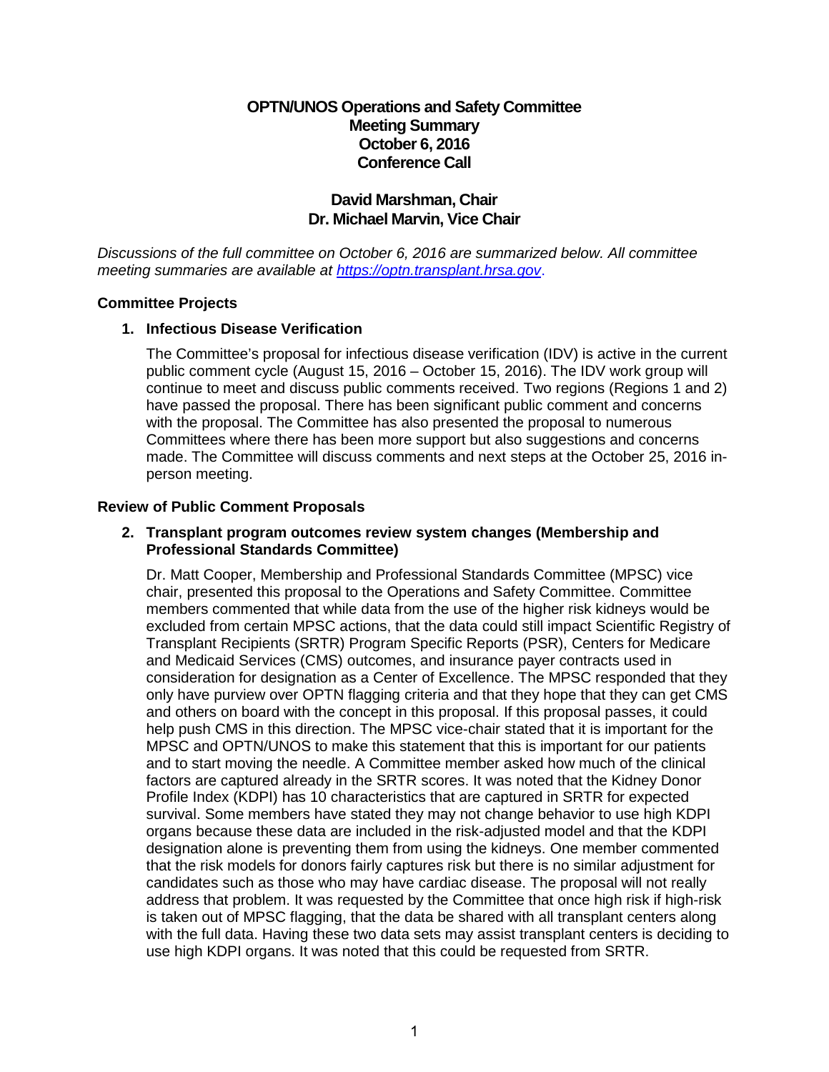# OPTN/UNOS Operations and Safety Committee
## Meeting Summary
## October 6, 2016
## Conference Call

### David Marshman, Chair
### Dr. Michael Marvin, Vice Chair

*Discussions of the full committee on October 6, 2016 are summarized below. All committee meeting summaries are available at [https://optn.transplant.hrsa.gov](https://optn.transplant.hrsa.gov).*

**Committee Projects**

1. **Infectious Disease Verification**

   The Committee's proposal for infectious disease verification (IDV) is active in the current public comment cycle (August 15, 2016 – October 15, 2016). The IDV work group will continue to meet and discuss public comments received. Two regions (Regions 1 and 2) have passed the proposal. There has been significant public comment and concerns with the proposal. The Committee has also presented the proposal to numerous Committees where there has been more support but also suggestions and concerns made. The Committee will discuss comments and next steps at the October 25, 2016 in-person meeting.

**Review of Public Comment Proposals**

2. **Transplant program outcomes review system changes (Membership and Professional Standards Committee)**

   Dr. Matt Cooper, Membership and Professional Standards Committee (MPSC) vice chair, presented this proposal to the Operations and Safety Committee. Committee members commented that while data from the use of the higher risk kidneys would be excluded from certain MPSC actions, that the data could still impact Scientific Registry of Transplant Recipients (SRTR) Program Specific Reports (PSR), Centers for Medicare and Medicaid Services (CMS) outcomes, and insurance payer contracts used in consideration for designation as a Center of Excellence. The MPSC responded that they only have purview over OPTN flagging criteria and that they hope that they can get CMS and others on board with the concept in this proposal. If this proposal passes, it could help push CMS in this direction. The MPSC vice-chair stated that it is important for the MPSC and OPTN/UNOS to make this statement that this is important for our patients and to start moving the needle. A Committee member asked how much of the clinical factors are captured already in the SRTR scores. It was noted that the Kidney Donor Profile Index (KDPI) has 10 characteristics that are captured in SRTR for expected survival. Some members have stated they may not change behavior to use high KDPI organs because these data are included in the risk-adjusted model and that the KDPI designation alone is preventing them from using the kidneys. One member commented that the risk models for donors fairly captures risk but there is no similar adjustment for candidates such as those who may have cardiac disease. The proposal will not really address that problem. It was requested by the Committee that once high risk if high-risk is taken out of MPSC flagging, that the data be shared with all transplant centers along with the full data. Having these two data sets may assist transplant centers is deciding to use high KDPI organs. It was noted that this could be requested from SRTR.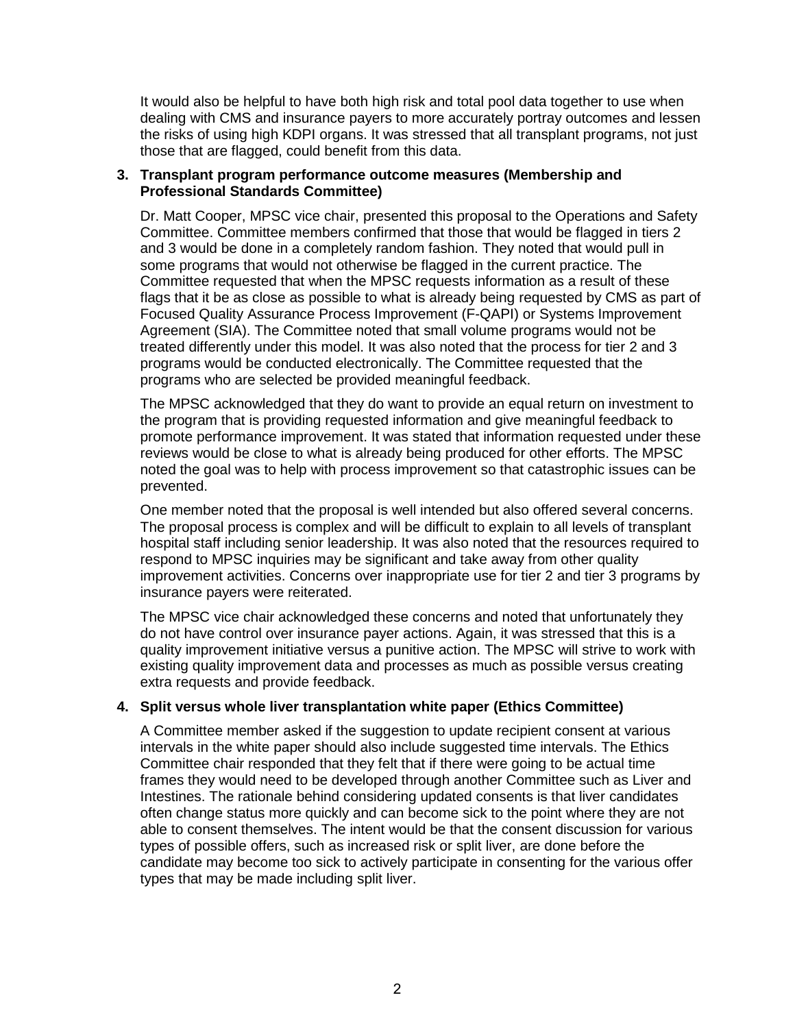It would also be helpful to have both high risk and total pool data together to use when dealing with CMS and insurance payers to more accurately portray outcomes and lessen the risks of using high KDPI organs. It was stressed that all transplant programs, not just those that are flagged, could benefit from this data.

3. **Transplant program performance outcome measures (Membership and Professional Standards Committee)**

   Dr. Matt Cooper, MPSC vice chair, presented this proposal to the Operations and Safety Committee. Committee members confirmed that those that would be flagged in tiers 2 and 3 would be done in a completely random fashion. They noted that would pull in some programs that would not otherwise be flagged in the current practice. The Committee requested that when the MPSC requests information as a result of these flags that it be as close as possible to what is already being requested by CMS as part of Focused Quality Assurance Process Improvement (F-QAPI) or Systems Improvement Agreement (SIA). The Committee noted that small volume programs would not be treated differently under this model. It was also noted that the process for tier 2 and 3 programs would be conducted electronically. The Committee requested that the programs who are selected be provided meaningful feedback.

   The MPSC acknowledged that they do want to provide an equal return on investment to the program that is providing requested information and give meaningful feedback to promote performance improvement. It was stated that information requested under these reviews would be close to what is already being produced for other efforts. The MPSC noted the goal was to help with process improvement so that catastrophic issues can be prevented.

   One member noted that the proposal is well intended but also offered several concerns. The proposal process is complex and will be difficult to explain to all levels of transplant hospital staff including senior leadership. It was also noted that the resources required to respond to MPSC inquiries may be significant and take away from other quality improvement activities. Concerns over inappropriate use for tier 2 and tier 3 programs by insurance payers were reiterated.

   The MPSC vice chair acknowledged these concerns and noted that unfortunately they do not have control over insurance payer actions. Again, it was stressed that this is a quality improvement initiative versus a punitive action. The MPSC will strive to work with existing quality improvement data and processes as much as possible versus creating extra requests and provide feedback.

4. **Split versus whole liver transplantation white paper (Ethics Committee)**

   A Committee member asked if the suggestion to update recipient consent at various intervals in the white paper should also include suggested time intervals. The Ethics Committee chair responded that they felt that if there were going to be actual time frames they would need to be developed through another Committee such as Liver and Intestines. The rationale behind considering updated consents is that liver candidates often change status more quickly and can become sick to the point where they are not able to consent themselves. The intent would be that the consent discussion for various types of possible offers, such as increased risk or split liver, are done before the candidate may become too sick to actively participate in consenting for the various offer types that may be made including split liver.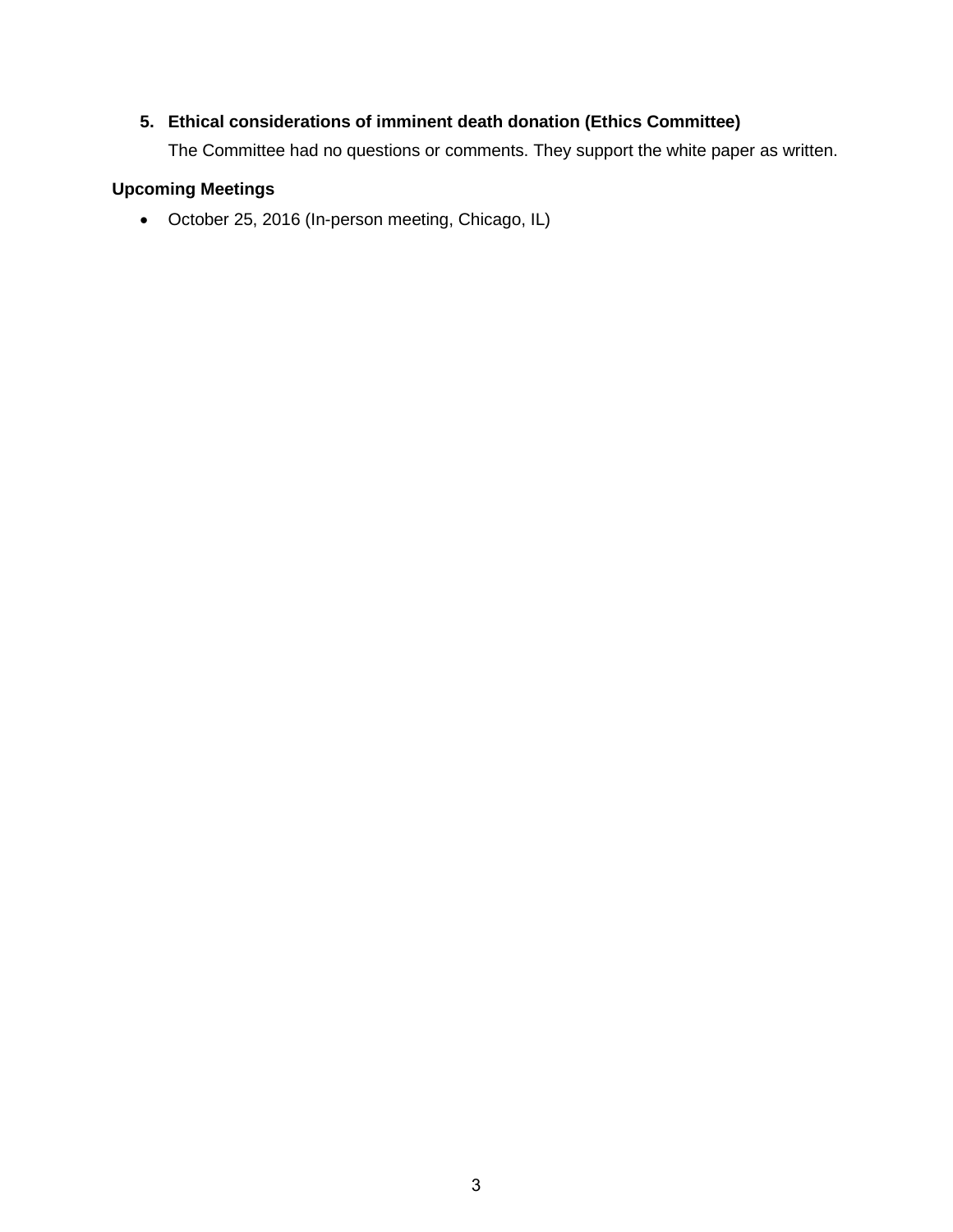5. **Ethical considerations of imminent death donation (Ethics Committee)**

   The Committee had no questions or comments. They support the white paper as written.

### Upcoming Meetings

- October 25, 2016 (In-person meeting, Chicago, IL)